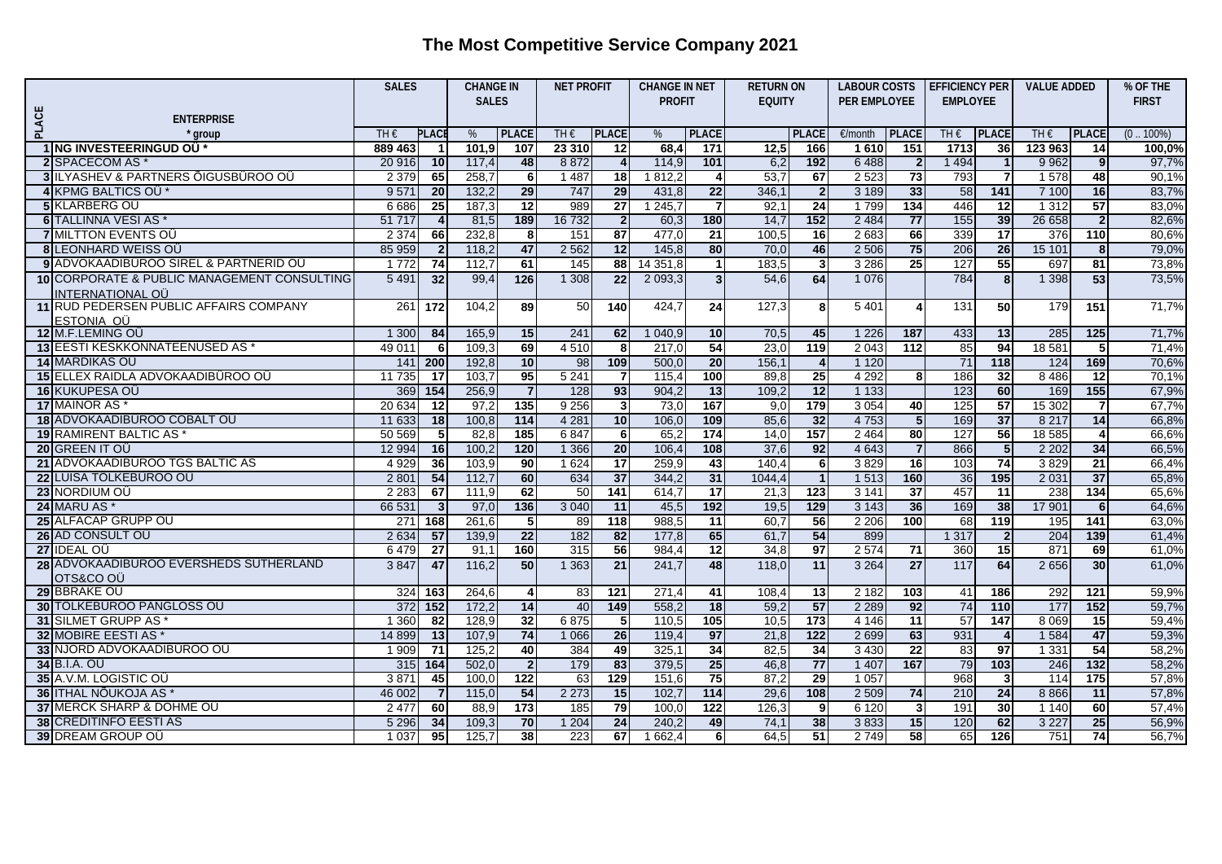# The Most Competitive Service Company 2021

| PLACE | ENTERPRISE | SALES | | CHANGE IN SALES | | NET PROFIT | | CHANGE IN NET PROFIT | | RETURN ON EQUITY | | LABOUR COSTS PER EMPLOYEE | | EFFICIENCY PER EMPLOYEE | | VALUE ADDED | | % OF THE FIRST |
|---|---|---|---|---|---|---|---|---|---|---|---|---|---|---|---|---|---|---|
| | * group | TH € | PLACE | % | PLACE | TH € | PLACE | % | PLACE | | PLACE | €/month | PLACE | TH € | PLACE | TH € | PLACE | (0 .. 100%) |
| 1 | **NG INVESTEERINGUD OÜ *** | **889 463** | **1** | **101,9** | **107** | **23 310** | **12** | **68,4** | **171** | **12,5** | **166** | **1 610** | **151** | **1713** | **36** | **123 963** | **14** | **100,0%** |
| 2 | SPACECOM AS * | 20 916 | 10 | 117,4 | 48 | 8 872 | 4 | 114,9 | 101 | 6,2 | 192 | 6 488 | 2 | 1 494 | 1 | 9 962 | 9 | 97,7% |
| 3 | ILYASHEV & PARTNERS ÕIGUSBÜROO OÜ | 2 379 | 65 | 258,7 | 6 | 1 487 | 18 | 1 812,2 | 4 | 53,7 | 67 | 2 523 | 73 | 793 | 7 | 1 578 | 48 | 90,1% |
| 4 | KPMG BALTICS OÜ * | 9 571 | 20 | 132,2 | 29 | 747 | 29 | 431,8 | 22 | 346,1 | 2 | 3 189 | 33 | 58 | 141 | 7 100 | 16 | 83,7% |
| 5 | KLARBERG OÜ | 6 686 | 25 | 187,3 | 12 | 989 | 27 | 1 245,7 | 7 | 92,1 | 24 | 1 799 | 134 | 446 | 12 | 1 312 | 57 | 83,0% |
| 6 | TALLINNA VESI AS * | 51 717 | 4 | 81,5 | 189 | 16 732 | 2 | 60,3 | 180 | 14,7 | 152 | 2 484 | 77 | 155 | 39 | 26 658 | 2 | 82,6% |
| 7 | MILLTON EVENTS OÜ | 2 374 | 66 | 232,8 | 8 | 151 | 87 | 477,0 | 21 | 100,5 | 16 | 2 683 | 66 | 339 | 17 | 376 | 110 | 80,6% |
| 8 | LEONHARD WEISS OÜ | 85 959 | 2 | 118,2 | 47 | 2 562 | 12 | 145,8 | 80 | 70,0 | 46 | 2 506 | 75 | 206 | 26 | 15 101 | 8 | 79,0% |
| 9 | ADVOKAADIBÜROO SIREL & PARTNERID OÜ | 1 772 | 74 | 112,7 | 61 | 145 | 88 | 14 351,8 | 1 | 183,5 | 3 | 3 286 | 25 | 127 | 55 | 697 | 81 | 73,8% |
| 10 | CORPORATE & PUBLIC MANAGEMENT CONSULTING INTERNATIONAL OÜ | 5 491 | 32 | 99,4 | 126 | 1 308 | 22 | 2 093,3 | 3 | 54,6 | 64 | 1 076 | | 784 | 8 | 1 398 | 53 | 73,5% |
| 11 | RUD PEDERSEN PUBLIC AFFAIRS COMPANY ESTONIA OÜ | 261 | 172 | 104,2 | 89 | 50 | 140 | 424,7 | 24 | 127,3 | 8 | 5 401 | 4 | 131 | 50 | 179 | 151 | 71,7% |
| 12 | M.F.LEMING OÜ | 1 300 | 84 | 165,9 | 15 | 241 | 62 | 1 040,9 | 10 | 70,5 | 45 | 1 226 | 187 | 433 | 13 | 285 | 125 | 71,7% |
| 13 | EESTI KESKKONNATEENUSED AS * | 49 011 | 6 | 109,3 | 69 | 4 510 | 8 | 217,0 | 54 | 23,0 | 119 | 2 043 | 112 | 85 | 94 | 18 581 | 5 | 71,4% |
| 14 | MARDIKAS OÜ | 141 | 200 | 192,8 | 10 | 98 | 109 | 500,0 | 20 | 156,1 | 4 | 1 120 | | 71 | 118 | 124 | 169 | 70,6% |
| 15 | ELLEX RAIDLA ADVOKAADIBÜROO OÜ | 11 735 | 17 | 103,7 | 95 | 5 241 | 7 | 115,4 | 100 | 89,8 | 25 | 4 292 | 8 | 186 | 32 | 8 486 | 12 | 70,1% |
| 16 | KUKUPESA OÜ | 369 | 154 | 256,9 | 7 | 128 | 93 | 904,2 | 13 | 109,2 | 12 | 1 133 | | 123 | 60 | 169 | 155 | 67,9% |
| 17 | MAINOR AS * | 20 634 | 12 | 97,2 | 135 | 9 256 | 3 | 73,0 | 167 | 9,0 | 179 | 3 054 | 40 | 125 | 57 | 15 302 | 7 | 67,7% |
| 18 | ADVOKAADIBÜROO COBALT OÜ | 11 633 | 18 | 100,8 | 114 | 4 281 | 10 | 106,0 | 109 | 85,6 | 32 | 4 753 | 5 | 169 | 37 | 8 217 | 14 | 66,8% |
| 19 | RAMIRENT BALTIC AS * | 50 569 | 5 | 82,8 | 185 | 6 847 | 6 | 65,2 | 174 | 14,0 | 157 | 2 464 | 80 | 127 | 56 | 18 585 | 4 | 66,6% |
| 20 | GREEN IT OÜ | 12 994 | 16 | 100,2 | 120 | 1 366 | 20 | 106,4 | 108 | 37,6 | 92 | 4 643 | 7 | 866 | 5 | 2 202 | 34 | 66,5% |
| 21 | ADVOKAADIBÜROO TGS BALTIC AS | 4 929 | 36 | 103,9 | 90 | 1 624 | 17 | 259,9 | 43 | 140,4 | 6 | 3 829 | 16 | 103 | 74 | 3 829 | 21 | 66,4% |
| 22 | LUISA TÕLKEBÜROO OÜ | 2 801 | 54 | 112,7 | 60 | 634 | 37 | 344,2 | 31 | 1044,4 | 1 | 1 513 | 160 | 36 | 195 | 2 031 | 37 | 65,8% |
| 23 | NORDIUM OÜ | 2 283 | 67 | 111,9 | 62 | 50 | 141 | 614,7 | 17 | 21,3 | 123 | 3 141 | 37 | 457 | 11 | 238 | 134 | 65,6% |
| 24 | MARU AS * | 66 531 | 3 | 97,0 | 136 | 3 040 | 11 | 45,5 | 192 | 19,5 | 129 | 3 143 | 36 | 169 | 38 | 17 901 | 6 | 64,6% |
| 25 | ALFACAP GRUPP OÜ | 271 | 168 | 261,6 | 5 | 89 | 118 | 988,5 | 11 | 60,7 | 56 | 2 206 | 100 | 68 | 119 | 195 | 141 | 63,0% |
| 26 | AD CONSULT OÜ | 2 634 | 57 | 139,9 | 22 | 182 | 82 | 177,8 | 65 | 61,7 | 54 | 899 | | 1 317 | 2 | 204 | 139 | 61,4% |
| 27 | IDEAL OÜ | 6 479 | 27 | 91,1 | 160 | 315 | 56 | 984,4 | 12 | 34,8 | 97 | 2 574 | 71 | 360 | 15 | 871 | 69 | 61,0% |
| 28 | ADVOKAADIBÜROO EVERSHEDS SUTHERLAND OTS&CO OÜ | 3 847 | 47 | 116,2 | 50 | 1 363 | 21 | 241,7 | 48 | 118,0 | 11 | 3 264 | 27 | 117 | 64 | 2 656 | 30 | 61,0% |
| 29 | BBRAKE OÜ | 324 | 163 | 264,6 | 4 | 83 | 121 | 271,4 | 41 | 108,4 | 13 | 2 182 | 103 | 41 | 186 | 292 | 121 | 59,9% |
| 30 | TÕLKEBÜROO PANGLOSS OÜ | 372 | 152 | 172,2 | 14 | 40 | 149 | 558,2 | 18 | 59,2 | 57 | 2 289 | 92 | 74 | 110 | 177 | 152 | 59,7% |
| 31 | SILMET GRUPP AS * | 1 360 | 82 | 128,9 | 32 | 6 875 | 5 | 110,5 | 105 | 10,5 | 173 | 4 146 | 11 | 57 | 147 | 8 069 | 15 | 59,4% |
| 32 | MOBIRE EESTI AS * | 14 899 | 13 | 107,9 | 74 | 1 066 | 26 | 119,4 | 97 | 21,8 | 122 | 2 699 | 63 | 931 | 4 | 1 584 | 47 | 59,3% |
| 33 | NJORD ADVOKAADIBÜROO OÜ | 1 909 | 71 | 125,2 | 40 | 384 | 49 | 325,1 | 34 | 82,5 | 34 | 3 430 | 22 | 83 | 97 | 1 331 | 54 | 58,2% |
| 34 | B.I.A. OÜ | 315 | 164 | 502,0 | 2 | 179 | 83 | 379,5 | 25 | 46,8 | 77 | 1 407 | 167 | 79 | 103 | 246 | 132 | 58,2% |
| 35 | A.V.M. LOGISTIC OÜ | 3 871 | 45 | 100,0 | 122 | 63 | 129 | 151,6 | 75 | 87,2 | 29 | 1 057 | | 968 | 3 | 114 | 175 | 57,8% |
| 36 | ITHAL NÕUKOJA AS * | 46 002 | 7 | 115,0 | 54 | 2 273 | 15 | 102,7 | 114 | 29,6 | 108 | 2 509 | 74 | 210 | 24 | 8 866 | 11 | 57,8% |
| 37 | MERCK SHARP & DOHME OÜ | 2 477 | 60 | 88,9 | 173 | 185 | 79 | 100,0 | 122 | 126,3 | 9 | 6 120 | 3 | 191 | 30 | 1 140 | 60 | 57,4% |
| 38 | CREDITINFO EESTI AS | 5 296 | 34 | 109,3 | 70 | 1 204 | 24 | 240,2 | 49 | 74,1 | 38 | 3 833 | 15 | 120 | 62 | 3 227 | 25 | 56,9% |
| 39 | DREAM GROUP OÜ | 1 037 | 95 | 125,7 | 38 | 223 | 67 | 1 662,4 | 6 | 64,5 | 51 | 2 749 | 58 | 65 | 126 | 751 | 74 | 56,7% |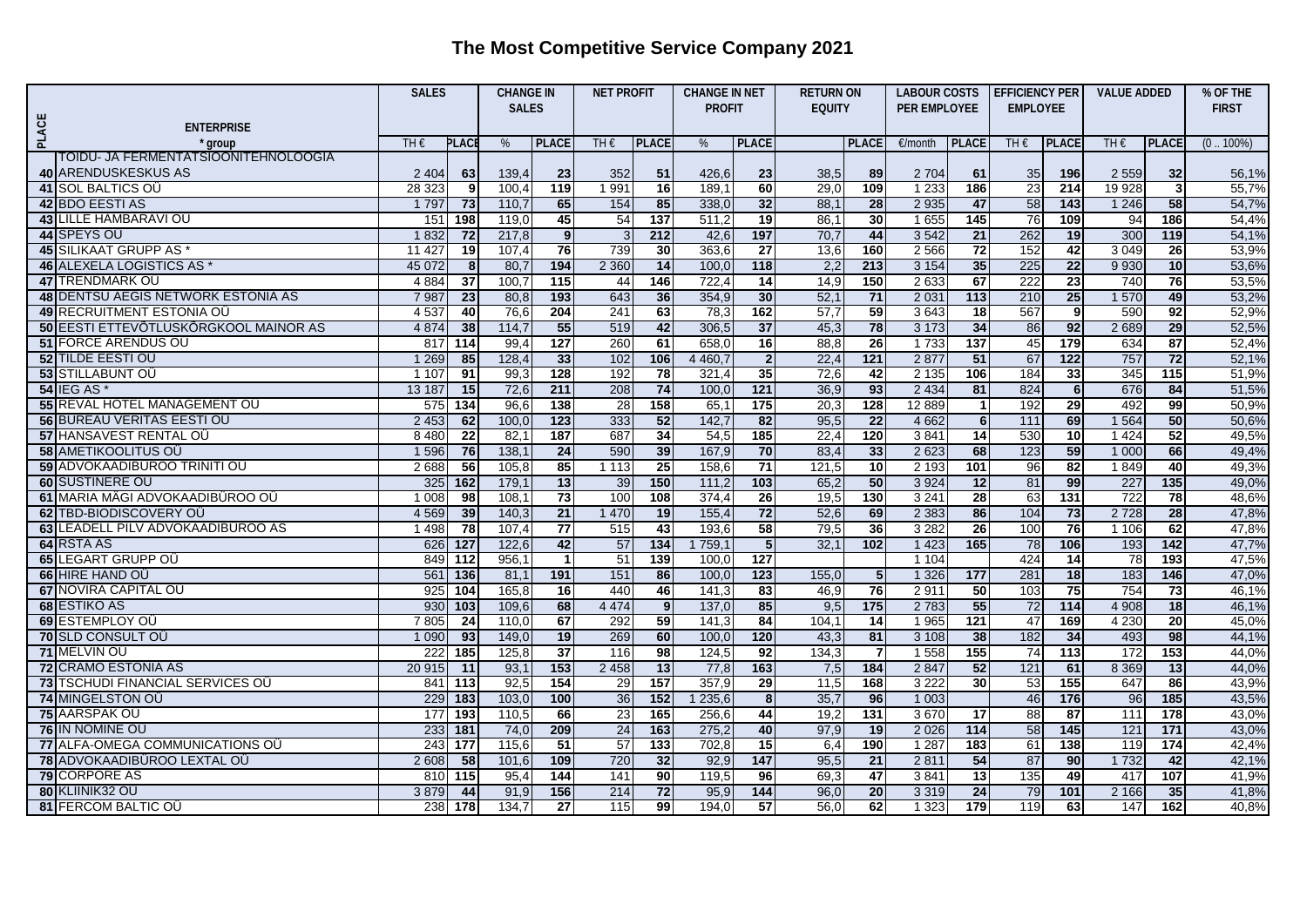# The Most Competitive Service Company 2021

| PLACE | ENTERPRISE | SALES | | CHANGE IN SALES | | NET PROFIT | | CHANGE IN NET PROFIT | | RETURN ON EQUITY | | LABOUR COSTS PER EMPLOYEE | | EFFICIENCY PER EMPLOYEE | | VALUE ADDED | | % OF THE FIRST |
|---|---|---|---|---|---|---|---|---|---|---|---|---|---|---|---|---|---|---|
| | * group | TH € | PLACE | % | PLACE | TH € | PLACE | % | PLACE | | PLACE | €/month | PLACE | TH € | PLACE | TH € | PLACE | (0 .. 100%) |
| 40 | TOIDU- JA FERMENTATSIOONITEHNOLOOGIA ARENDUSKESKUS AS | 2 404 | 63 | 139,4 | 23 | 352 | 51 | 426,6 | 23 | 38,5 | 89 | 2 704 | 61 | 35 | 196 | 2 559 | 32 | 56,1% |
| 41 | SOL BALTICS OÜ | 28 323 | 9 | 100,4 | 119 | 1 991 | 16 | 189,1 | 60 | 29,0 | 109 | 1 233 | 186 | 23 | 214 | 19 928 | 3 | 55,7% |
| 42 | BDO EESTI AS | 1 797 | 73 | 110,7 | 65 | 154 | 85 | 338,0 | 32 | 88,1 | 28 | 2 935 | 47 | 58 | 143 | 1 246 | 58 | 54,7% |
| 43 | LILLE HAMBARAVI OÜ | 151 | 198 | 119,0 | 45 | 54 | 137 | 511,2 | 19 | 86,1 | 30 | 1 655 | 145 | 76 | 109 | 94 | 186 | 54,4% |
| 44 | SPEYS OÜ | 1 832 | 72 | 217,8 | 9 | 3 | 212 | 42,6 | 197 | 70,7 | 44 | 3 542 | 21 | 262 | 19 | 300 | 119 | 54,1% |
| 45 | SILIKAAT GRUPP AS * | 11 427 | 19 | 107,4 | 76 | 739 | 30 | 363,6 | 27 | 13,6 | 160 | 2 566 | 72 | 152 | 42 | 3 049 | 26 | 53,9% |
| 46 | ALEXELA LOGISTICS AS * | 45 072 | 8 | 80,7 | 194 | 2 360 | 14 | 100,0 | 118 | 2,2 | 213 | 3 154 | 35 | 225 | 22 | 9 930 | 10 | 53,6% |
| 47 | TRENDMARK OÜ | 4 884 | 37 | 100,7 | 115 | 44 | 146 | 722,4 | 14 | 14,9 | 150 | 2 633 | 67 | 222 | 23 | 740 | 76 | 53,5% |
| 48 | DENTSU AEGIS NETWORK ESTONIA AS | 7 987 | 23 | 80,8 | 193 | 643 | 36 | 354,9 | 30 | 52,1 | 71 | 2 031 | 113 | 210 | 25 | 1 570 | 49 | 53,2% |
| 49 | RECRUITMENT ESTONIA OÜ | 4 537 | 40 | 76,6 | 204 | 241 | 63 | 78,3 | 162 | 57,7 | 59 | 3 643 | 18 | 567 | 9 | 590 | 92 | 52,9% |
| 50 | EESTI ETTEVÕTLUSKÕRGKOOL MAINOR AS | 4 874 | 38 | 114,7 | 55 | 519 | 42 | 306,5 | 37 | 45,3 | 78 | 3 173 | 34 | 86 | 92 | 2 689 | 29 | 52,5% |
| 51 | FORCE ARENDUS OÜ | 817 | 114 | 99,4 | 127 | 260 | 61 | 658,0 | 16 | 88,8 | 26 | 1 733 | 137 | 45 | 179 | 634 | 87 | 52,4% |
| 52 | TILDE EESTI OÜ | 1 269 | 85 | 128,4 | 33 | 102 | 106 | 4 460,7 | 2 | 22,4 | 121 | 2 877 | 51 | 67 | 122 | 757 | 72 | 52,1% |
| 53 | STILLABUNT OÜ | 1 107 | 91 | 99,3 | 128 | 192 | 78 | 321,4 | 35 | 72,6 | 42 | 2 135 | 106 | 184 | 33 | 345 | 115 | 51,9% |
| 54 | IEG AS * | 13 187 | 15 | 72,6 | 211 | 208 | 74 | 100,0 | 121 | 36,9 | 93 | 2 434 | 81 | 824 | 6 | 676 | 84 | 51,5% |
| 55 | REVAL HOTEL MANAGEMENT OÜ | 575 | 134 | 96,6 | 138 | 28 | 158 | 65,1 | 175 | 20,3 | 128 | 12 889 | 1 | 192 | 29 | 492 | 99 | 50,9% |
| 56 | BUREAU VERITAS EESTI OÜ | 2 453 | 62 | 100,0 | 123 | 333 | 52 | 142,7 | 82 | 95,5 | 22 | 4 662 | 6 | 111 | 69 | 1 564 | 50 | 50,6% |
| 57 | HANSAVEST RENTAL OÜ | 8 480 | 22 | 82,1 | 187 | 687 | 34 | 54,5 | 185 | 22,4 | 120 | 3 841 | 14 | 530 | 10 | 1 424 | 52 | 49,5% |
| 58 | AMETIKOOLITUS OÜ | 1 596 | 76 | 138,1 | 24 | 590 | 39 | 167,9 | 70 | 83,4 | 33 | 2 623 | 68 | 123 | 59 | 1 000 | 66 | 49,4% |
| 59 | ADVOKAADIBÜROO TRINITI OÜ | 2 688 | 56 | 105,8 | 85 | 1 113 | 25 | 158,6 | 71 | 121,5 | 10 | 2 193 | 101 | 96 | 82 | 1 849 | 40 | 49,3% |
| 60 | SUSTINERE OÜ | 325 | 162 | 179,1 | 13 | 39 | 150 | 111,2 | 103 | 65,2 | 50 | 3 924 | 12 | 81 | 99 | 227 | 135 | 49,0% |
| 61 | MARIA MÄGI ADVOKAADIBÜROO OÜ | 1 008 | 98 | 108,1 | 73 | 100 | 108 | 374,4 | 26 | 19,5 | 130 | 3 241 | 28 | 63 | 131 | 722 | 78 | 48,6% |
| 62 | TBD-BIODISCOVERY OÜ | 4 569 | 39 | 140,3 | 21 | 1 470 | 19 | 155,4 | 72 | 52,6 | 69 | 2 383 | 86 | 104 | 73 | 2 728 | 28 | 47,8% |
| 63 | LEADELL PILV ADVOKAADIBÜROO AS | 1 498 | 78 | 107,4 | 77 | 515 | 43 | 193,6 | 58 | 79,5 | 36 | 3 282 | 26 | 100 | 76 | 1 106 | 62 | 47,8% |
| 64 | RSTA AS | 626 | 127 | 122,6 | 42 | 57 | 134 | 1 759,1 | 5 | 32,1 | 102 | 1 423 | 165 | 78 | 106 | 193 | 142 | 47,7% |
| 65 | LEGART GRUPP OÜ | 849 | 112 | 956,1 | 1 | 51 | 139 | 100,0 | 127 | | | 1 104 | | 424 | 14 | 78 | 193 | 47,5% |
| 66 | HIRE HAND OÜ | 561 | 136 | 81,1 | 191 | 151 | 86 | 100,0 | 123 | 155,0 | 5 | 1 326 | 177 | 281 | 18 | 183 | 146 | 47,0% |
| 67 | NOVIRA CAPITAL OÜ | 925 | 104 | 165,8 | 16 | 440 | 46 | 141,3 | 83 | 46,9 | 76 | 2 911 | 50 | 103 | 75 | 754 | 73 | 46,1% |
| 68 | ESTIKO AS | 930 | 103 | 109,6 | 68 | 4 474 | 9 | 137,0 | 85 | 9,5 | 175 | 2 783 | 55 | 72 | 114 | 4 908 | 18 | 46,1% |
| 69 | ESTEMPLOY OÜ | 7 805 | 24 | 110,0 | 67 | 292 | 59 | 141,3 | 84 | 104,1 | 14 | 1 965 | 121 | 47 | 169 | 4 230 | 20 | 45,0% |
| 70 | SLD CONSULT OÜ | 1 090 | 93 | 149,0 | 19 | 269 | 60 | 100,0 | 120 | 43,3 | 81 | 3 108 | 38 | 182 | 34 | 493 | 98 | 44,1% |
| 71 | MELVIN OÜ | 222 | 185 | 125,8 | 37 | 116 | 98 | 124,5 | 92 | 134,3 | 7 | 1 558 | 155 | 74 | 113 | 172 | 153 | 44,0% |
| 72 | CRAMO ESTONIA AS | 20 915 | 11 | 93,1 | 153 | 2 458 | 13 | 77,8 | 163 | 7,5 | 184 | 2 847 | 52 | 121 | 61 | 8 369 | 13 | 44,0% |
| 73 | TSCHUDI FINANCIAL SERVICES OÜ | 841 | 113 | 92,5 | 154 | 29 | 157 | 357,9 | 29 | 11,5 | 168 | 3 222 | 30 | 53 | 155 | 647 | 86 | 43,9% |
| 74 | MINGELSTON OÜ | 229 | 183 | 103,0 | 100 | 36 | 152 | 1 235,6 | 8 | 35,7 | 96 | 1 003 | | 46 | 176 | 96 | 185 | 43,5% |
| 75 | AARSPAK OÜ | 177 | 193 | 110,5 | 66 | 23 | 165 | 256,6 | 44 | 19,2 | 131 | 3 670 | 17 | 88 | 87 | 111 | 178 | 43,0% |
| 76 | IN NOMINE OÜ | 233 | 181 | 74,0 | 209 | 24 | 163 | 275,2 | 40 | 97,9 | 19 | 2 026 | 114 | 58 | 145 | 121 | 171 | 43,0% |
| 77 | ALFA-OMEGA COMMUNICATIONS OÜ | 243 | 177 | 115,6 | 51 | 57 | 133 | 702,8 | 15 | 6,4 | 190 | 1 287 | 183 | 61 | 138 | 119 | 174 | 42,4% |
| 78 | ADVOKAADIBÜROO LEXTAL OÜ | 2 608 | 58 | 101,6 | 109 | 720 | 32 | 92,9 | 147 | 95,5 | 21 | 2 811 | 54 | 87 | 90 | 1 732 | 42 | 42,1% |
| 79 | CORPORE AS | 810 | 115 | 95,4 | 144 | 141 | 90 | 119,5 | 96 | 69,3 | 47 | 3 841 | 13 | 135 | 49 | 417 | 107 | 41,9% |
| 80 | KLIINIK32 OÜ | 3 879 | 44 | 91,9 | 156 | 214 | 72 | 95,9 | 144 | 96,0 | 20 | 3 319 | 24 | 79 | 101 | 2 166 | 35 | 41,8% |
| 81 | FERCOM BALTIC OÜ | 238 | 178 | 134,7 | 27 | 115 | 99 | 194,0 | 57 | 56,0 | 62 | 1 323 | 179 | 119 | 63 | 147 | 162 | 40,8% |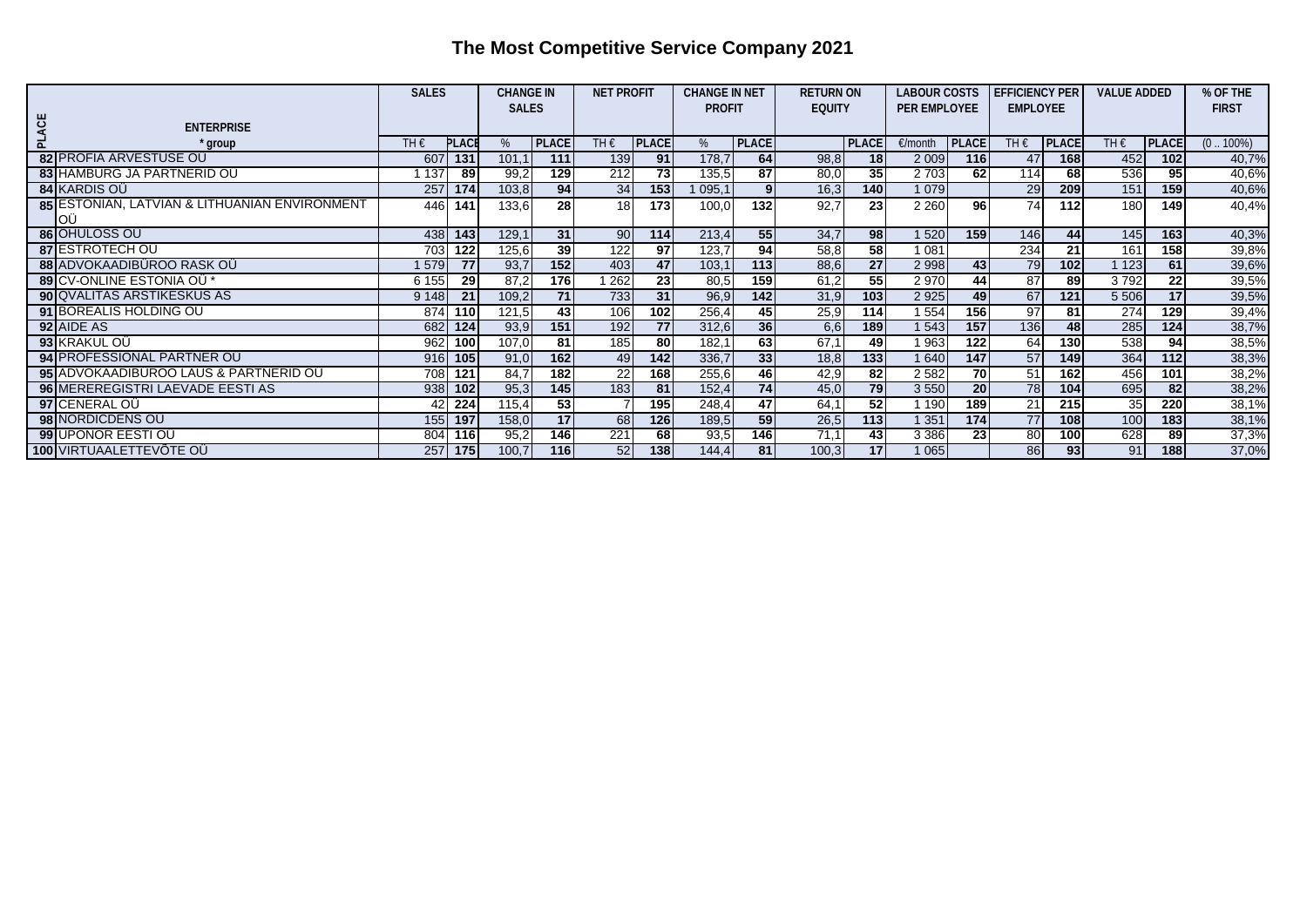# The Most Competitive Service Company 2021

| PLACE | ENTERPRISE | SALES | | CHANGE IN SALES | | NET PROFIT | | CHANGE IN NET PROFIT | | RETURN ON EQUITY | | LABOUR COSTS PER EMPLOYEE | | EFFICIENCY PER EMPLOYEE | | VALUE ADDED | | % OF THE FIRST |
|---|---|---|---|---|---|---|---|---|---|---|---|---|---|---|---|---|---|---|
| | * group | TH € | PLACE | % | PLACE | TH € | PLACE | % | PLACE | | PLACE | €/month | PLACE | TH € | PLACE | TH € | PLACE | (0 .. 100%) |
| 82 | PROFIA ARVESTUSE OÜ | 607 | 131 | 101,1 | 111 | 139 | 91 | 178,7 | 64 | 98,8 | 18 | 2 009 | 116 | 47 | 168 | 452 | 102 | 40,7% |
| 83 | HAMBURG JA PARTNERID OÜ | 1 137 | 89 | 99,2 | 129 | 212 | 73 | 135,5 | 87 | 80,0 | 35 | 2 703 | 62 | 114 | 68 | 536 | 95 | 40,6% |
| 84 | KARDIS OÜ | 257 | 174 | 103,8 | 94 | 34 | 153 | 1 095,1 | 9 | 16,3 | 140 | 1 079 | | 29 | 209 | 151 | 159 | 40,6% |
| 85 | ESTONIAN, LATVIAN & LITHUANIAN ENVIRONMENT OÜ | 446 | 141 | 133,6 | 28 | 18 | 173 | 100,0 | 132 | 92,7 | 23 | 2 260 | 96 | 74 | 112 | 180 | 149 | 40,4% |
| 86 | ÕHULOSS OÜ | 438 | 143 | 129,1 | 31 | 90 | 114 | 213,4 | 55 | 34,7 | 98 | 1 520 | 159 | 146 | 44 | 145 | 163 | 40,3% |
| 87 | ESTROTECH OÜ | 703 | 122 | 125,6 | 39 | 122 | 97 | 123,7 | 94 | 58,8 | 58 | 1 081 | | 234 | 21 | 161 | 158 | 39,8% |
| 88 | ADVOKAADIBÜROO RASK OÜ | 1 579 | 77 | 93,7 | 152 | 403 | 47 | 103,1 | 113 | 88,6 | 27 | 2 998 | 43 | 79 | 102 | 1 123 | 61 | 39,6% |
| 89 | CV-ONLINE ESTONIA OÜ * | 6 155 | 29 | 87,2 | 176 | 1 262 | 23 | 80,5 | 159 | 61,2 | 55 | 2 970 | 44 | 87 | 89 | 3 792 | 22 | 39,5% |
| 90 | QVALITAS ARSTIKESKUS AS | 9 148 | 21 | 109,2 | 71 | 733 | 31 | 96,9 | 142 | 31,9 | 103 | 2 925 | 49 | 67 | 121 | 5 506 | 17 | 39,5% |
| 91 | BOREALIS HOLDING OÜ | 874 | 110 | 121,5 | 43 | 106 | 102 | 256,4 | 45 | 25,9 | 114 | 1 554 | 156 | 97 | 81 | 274 | 129 | 39,4% |
| 92 | AIDE AS | 682 | 124 | 93,9 | 151 | 192 | 77 | 312,6 | 36 | 6,6 | 189 | 1 543 | 157 | 136 | 48 | 285 | 124 | 38,7% |
| 93 | KRAKUL OÜ | 962 | 100 | 107,0 | 81 | 185 | 80 | 182,1 | 63 | 67,1 | 49 | 1 963 | 122 | 64 | 130 | 538 | 94 | 38,5% |
| 94 | PROFESSIONAL PARTNER OÜ | 916 | 105 | 91,0 | 162 | 49 | 142 | 336,7 | 33 | 18,8 | 133 | 1 640 | 147 | 57 | 149 | 364 | 112 | 38,3% |
| 95 | ADVOKAADIBÜROO LAUS & PARTNERID OÜ | 708 | 121 | 84,7 | 182 | 22 | 168 | 255,6 | 46 | 42,9 | 82 | 2 582 | 70 | 51 | 162 | 456 | 101 | 38,2% |
| 96 | MEREREGISTRI LAEVADE EESTI AS | 938 | 102 | 95,3 | 145 | 183 | 81 | 152,4 | 74 | 45,0 | 79 | 3 550 | 20 | 78 | 104 | 695 | 82 | 38,2% |
| 97 | CENERAL OÜ | 42 | 224 | 115,4 | 53 | 7 | 195 | 248,4 | 47 | 64,1 | 52 | 1 190 | 189 | 21 | 215 | 35 | 220 | 38,1% |
| 98 | NORDICDENS OÜ | 155 | 197 | 158,0 | 17 | 68 | 126 | 189,5 | 59 | 26,5 | 113 | 1 351 | 174 | 77 | 108 | 100 | 183 | 38,1% |
| 99 | UPONOR EESTI OÜ | 804 | 116 | 95,2 | 146 | 221 | 68 | 93,5 | 146 | 71,1 | 43 | 3 386 | 23 | 80 | 100 | 628 | 89 | 37,3% |
| 100 | VIRTUAALETTEVÕTE OÜ | 257 | 175 | 100,7 | 116 | 52 | 138 | 144,4 | 81 | 100,3 | 17 | 1 065 | | 86 | 93 | 91 | 188 | 37,0% |